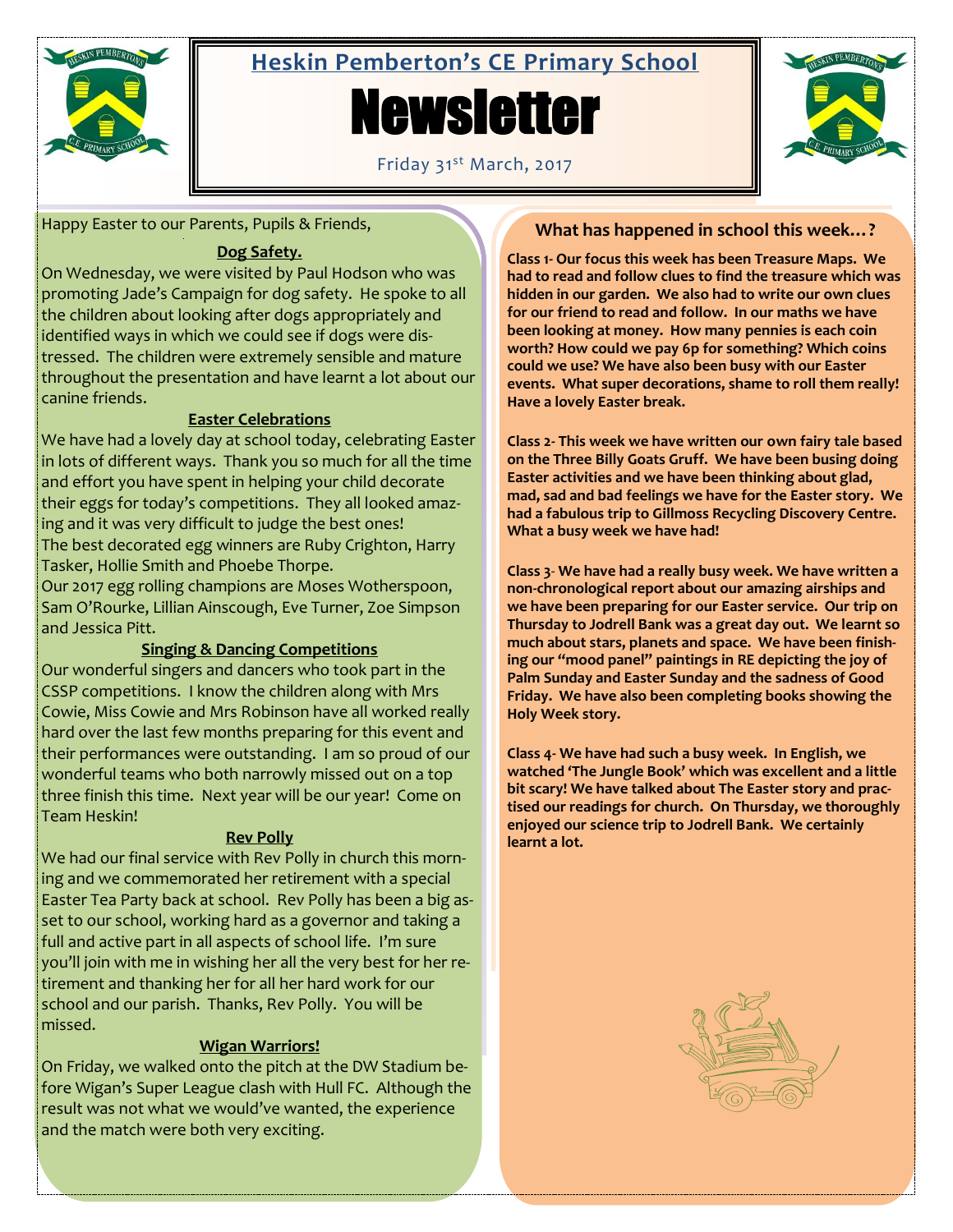# Heskin Pemberton's CE Primary School

# Newsletter

Friday 31st March, 2017

Happy Easter to our Parents, Pupils & Friends,

### Dog Safety.

On Wednesday, we were visited by Paul Hodson who was promoting Jade's Campaign for dog safety. He spoke to all the children about looking after dogs appropriately and identified ways in which we could see if dogs were distressed. The children were extremely sensible and mature throughout the presentation and have learnt a lot about our canine friends.

### Easter Celebrations

We have had a lovely day at school today, celebrating Easter in lots of different ways. Thank you so much for all the time and effort you have spent in helping your child decorate their eggs for today's competitions. They all looked amazing and it was very difficult to judge the best ones!
The best decorated egg winners are Ruby Crighton, Harry Tasker, Hollie Smith and Phoebe Thorpe.
Our 2017 egg rolling champions are Moses Wotherspoon, Sam O'Rourke, Lillian Ainscough, Eve Turner, Zoe Simpson and Jessica Pitt.

### Singing & Dancing Competitions

Our wonderful singers and dancers who took part in the CSSP competitions. I know the children along with Mrs Cowie, Miss Cowie and Mrs Robinson have all worked really hard over the last few months preparing for this event and their performances were outstanding. I am so proud of our wonderful teams who both narrowly missed out on a top three finish this time. Next year will be our year! Come on Team Heskin!

### Rev Polly

We had our final service with Rev Polly in church this morning and we commemorated her retirement with a special Easter Tea Party back at school. Rev Polly has been a big asset to our school, working hard as a governor and taking a full and active part in all aspects of school life. I'm sure you'll join with me in wishing her all the very best for her retirement and thanking her for all her hard work for our school and our parish. Thanks, Rev Polly. You will be missed.

### Wigan Warriors!

On Friday, we walked onto the pitch at the DW Stadium before Wigan's Super League clash with Hull FC. Although the result was not what we would've wanted, the experience and the match were both very exciting.

## What has happened in school this week…?

**Class 1- Our focus this week has been Treasure Maps. We had to read and follow clues to find the treasure which was hidden in our garden. We also had to write our own clues for our friend to read and follow. In our maths we have been looking at money. How many pennies is each coin worth? How could we pay 6p for something? Which coins could we use? We have also been busy with our Easter events. What super decorations, shame to roll them really! Have a lovely Easter break.**

**Class 2- This week we have written our own fairy tale based on the Three Billy Goats Gruff. We have been busing doing Easter activities and we have been thinking about glad, mad, sad and bad feelings we have for the Easter story. We had a fabulous trip to Gillmoss Recycling Discovery Centre. What a busy week we have had!**

**Class 3- We have had a really busy week. We have written a non-chronological report about our amazing airships and we have been preparing for our Easter service. Our trip on Thursday to Jodrell Bank was a great day out. We learnt so much about stars, planets and space. We have been finishing our "mood panel" paintings in RE depicting the joy of Palm Sunday and Easter Sunday and the sadness of Good Friday. We have also been completing books showing the Holy Week story.**

**Class 4- We have had such a busy week. In English, we watched 'The Jungle Book' which was excellent and a little bit scary! We have talked about The Easter story and practised our readings for church. On Thursday, we thoroughly enjoyed our science trip to Jodrell Bank. We certainly learnt a lot.**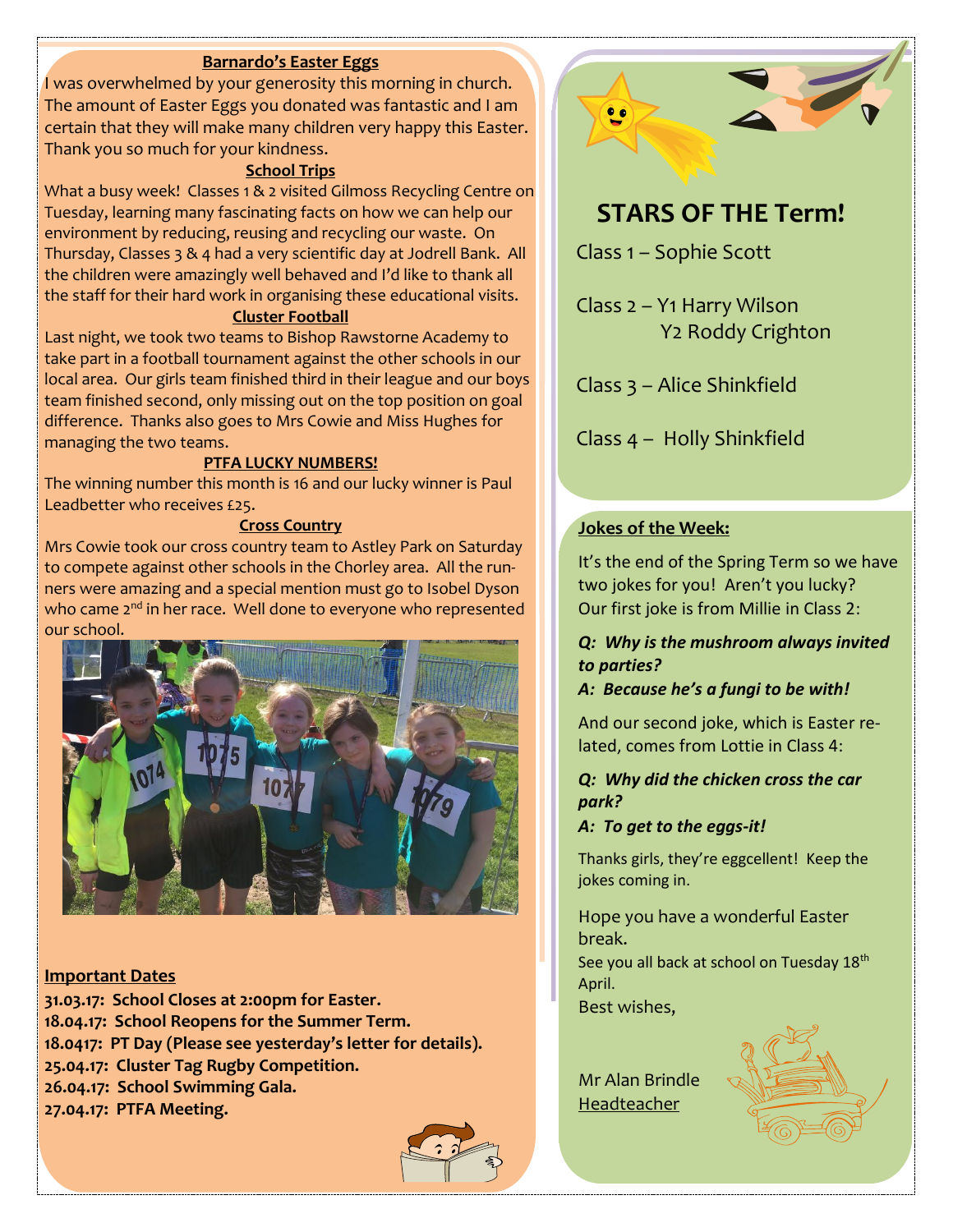## Barnardo's Easter Eggs

I was overwhelmed by your generosity this morning in church. The amount of Easter Eggs you donated was fantastic and I am certain that they will make many children very happy this Easter. Thank you so much for your kindness.

## School Trips

What a busy week! Classes 1 & 2 visited Gilmoss Recycling Centre on Tuesday, learning many fascinating facts on how we can help our environment by reducing, reusing and recycling our waste. On Thursday, Classes 3 & 4 had a very scientific day at Jodrell Bank. All the children were amazingly well behaved and I'd like to thank all the staff for their hard work in organising these educational visits.

## Cluster Football

Last night, we took two teams to Bishop Rawstorne Academy to take part in a football tournament against the other schools in our local area. Our girls team finished third in their league and our boys team finished second, only missing out on the top position on goal difference. Thanks also goes to Mrs Cowie and Miss Hughes for managing the two teams.

## PTFA LUCKY NUMBERS!

The winning number this month is 16 and our lucky winner is Paul Leadbetter who receives £25.

## Cross Country

Mrs Cowie took our cross country team to Astley Park on Saturday to compete against other schools in the Chorley area. All the runners were amazing and a special mention must go to Isobel Dyson who came 2nd in her race. Well done to everyone who represented our school.

## Important Dates

**31.03.17: School Closes at 2:00pm for Easter.**
**18.04.17: School Reopens for the Summer Term.**
**18.0417: PT Day (Please see yesterday's letter for details).**
**25.04.17: Cluster Tag Rugby Competition.**
**26.04.17: School Swimming Gala.**
**27.04.17: PTFA Meeting.**

## STARS OF THE Term!

Class 1 – Sophie Scott

Class 2 – Y1 Harry Wilson
Y2 Roddy Crighton

Class 3 – Alice Shinkfield

Class 4 – Holly Shinkfield

## Jokes of the Week:

It's the end of the Spring Term so we have two jokes for you! Aren't you lucky? Our first joke is from Millie in Class 2:

***Q: Why is the mushroom always invited to parties?***
***A: Because he's a fungi to be with!***

And our second joke, which is Easter related, comes from Lottie in Class 4:

***Q: Why did the chicken cross the car park?***
***A: To get to the eggs-it!***

Thanks girls, they're eggcellent! Keep the jokes coming in.

Hope you have a wonderful Easter break.
See you all back at school on Tuesday 18th April.
Best wishes,

Mr Alan Brindle
Headteacher